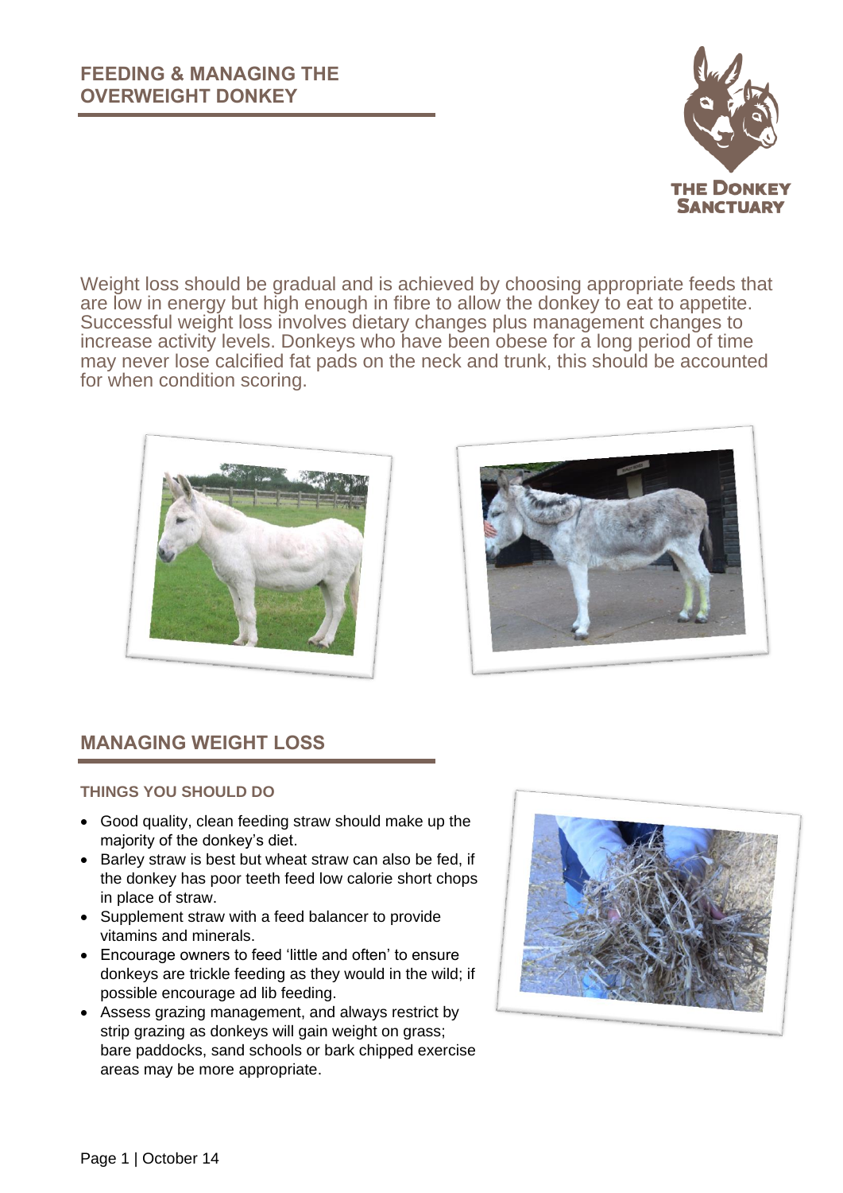# FEEDING & MANAGING THE OVERWEIGHT DONKEY

THE DONKEY SANCTUARY

Weight loss should be gradual and is achieved by choosing appropriate feeds that are low in energy but high enough in fibre to allow the donkey to eat to appetite. Successful weight loss involves dietary changes plus management changes to increase activity levels. Donkeys who have been obese for a long period of time may never lose calcified fat pads on the neck and trunk, this should be accounted for when condition scoring.

## MANAGING WEIGHT LOSS

### THINGS YOU SHOULD DO

- Good quality, clean feeding straw should make up the majority of the donkey's diet.
- Barley straw is best but wheat straw can also be fed, if the donkey has poor teeth feed low calorie short chops in place of straw.
- Supplement straw with a feed balancer to provide vitamins and minerals.
- Encourage owners to feed 'little and often' to ensure donkeys are trickle feeding as they would in the wild; if possible encourage ad lib feeding.
- Assess grazing management, and always restrict by strip grazing as donkeys will gain weight on grass; bare paddocks, sand schools or bark chipped exercise areas may be more appropriate.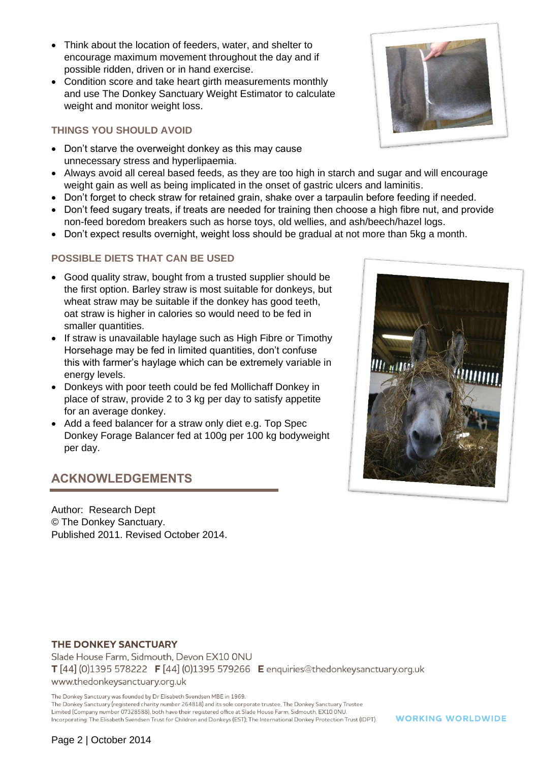- Think about the location of feeders, water, and shelter to encourage maximum movement throughout the day and if possible ridden, driven or in hand exercise.
- Condition score and take heart girth measurements monthly and use The Donkey Sanctuary Weight Estimator to calculate weight and monitor weight loss.

### THINGS YOU SHOULD AVOID

- Don't starve the overweight donkey as this may cause unnecessary stress and hyperlipaemia.
- Always avoid all cereal based feeds, as they are too high in starch and sugar and will encourage weight gain as well as being implicated in the onset of gastric ulcers and laminitis.
- Don't forget to check straw for retained grain, shake over a tarpaulin before feeding if needed.
- Don't feed sugary treats, if treats are needed for training then choose a high fibre nut, and provide non-feed boredom breakers such as horse toys, old wellies, and ash/beech/hazel logs.
- Don't expect results overnight, weight loss should be gradual at not more than 5kg a month.

### POSSIBLE DIETS THAT CAN BE USED

- Good quality straw, bought from a trusted supplier should be the first option. Barley straw is most suitable for donkeys, but wheat straw may be suitable if the donkey has good teeth, oat straw is higher in calories so would need to be fed in smaller quantities.
- If straw is unavailable haylage such as High Fibre or Timothy Horsehage may be fed in limited quantities, don't confuse this with farmer's haylage which can be extremely variable in energy levels.
- Donkeys with poor teeth could be fed Mollichaff Donkey in place of straw, provide 2 to 3 kg per day to satisfy appetite for an average donkey.
- Add a feed balancer for a straw only diet e.g. Top Spec Donkey Forage Balancer fed at 100g per 100 kg bodyweight per day.

## ACKNOWLEDGEMENTS

Author: Research Dept
© The Donkey Sanctuary.
Published 2011. Revised October 2014.

**THE DONKEY SANCTUARY**
Slade House Farm, Sidmouth, Devon EX10 0NU
**T** [44] (0)1395 578222 **F** [44] (0)1395 579266 **E** enquiries@thedonkeysanctuary.org.uk
www.thedonkeysanctuary.org.uk

The Donkey Sanctuary was founded by Dr Elisabeth Svendsen MBE in 1969.
The Donkey Sanctuary (registered charity number 264818) and its sole corporate trustee, The Donkey Sanctuary Trustee Limited (Company number 07328588), both have their registered office at Slade House Farm, Sidmouth, EX10 0NU.
Incorporating: The Elisabeth Svendsen Trust for Children and Donkeys (EST); The International Donkey Protection Trust (IDPT).

WORKING WORLDWIDE